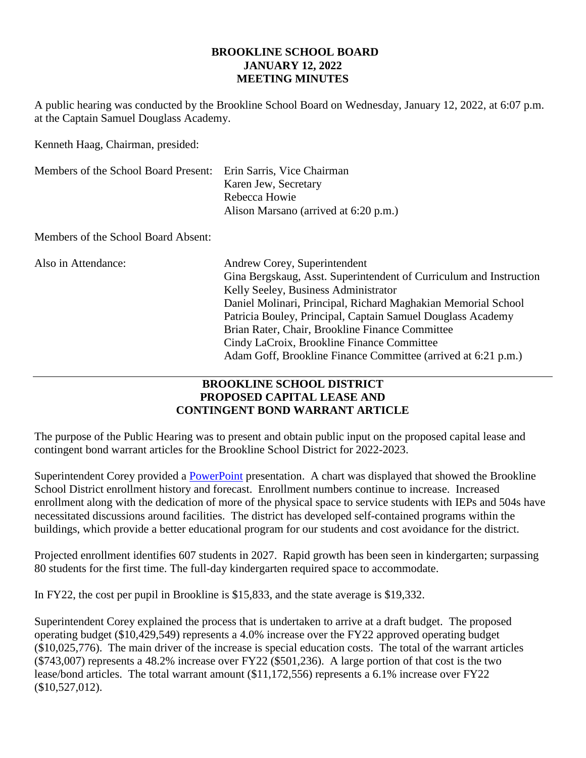# BROOKLINE SCHOOL BOARD
## JANUARY 12, 2022
## MEETING MINUTES

A public hearing was conducted by the Brookline School Board on Wednesday, January 12, 2022, at 6:07 p.m. at the Captain Samuel Douglass Academy.

Kenneth Haag, Chairman, presided:

| | |
|---|---|
| Members of the School Board Present: | Erin Sarris, Vice Chairman<br>Karen Jew, Secretary<br>Rebecca Howie<br>Alison Marsano (arrived at 6:20 p.m.) |
| Members of the School Board Absent: | |
| Also in Attendance: | Andrew Corey, Superintendent<br>Gina Bergskaug, Asst. Superintendent of Curriculum and Instruction<br>Kelly Seeley, Business Administrator<br>Daniel Molinari, Principal, Richard Maghakian Memorial School<br>Patricia Bouley, Principal, Captain Samuel Douglass Academy<br>Brian Rater, Chair, Brookline Finance Committee<br>Cindy LaCroix, Brookline Finance Committee<br>Adam Goff, Brookline Finance Committee (arrived at 6:21 p.m.) |

---

## BROOKLINE SCHOOL DISTRICT
## PROPOSED CAPITAL LEASE AND
## CONTINGENT BOND WARRANT ARTICLE

The purpose of the Public Hearing was to present and obtain public input on the proposed capital lease and contingent bond warrant articles for the Brookline School District for 2022-2023.

Superintendent Corey provided a PowerPoint presentation. A chart was displayed that showed the Brookline School District enrollment history and forecast. Enrollment numbers continue to increase. Increased enrollment along with the dedication of more of the physical space to service students with IEPs and 504s have necessitated discussions around facilities. The district has developed self-contained programs within the buildings, which provide a better educational program for our students and cost avoidance for the district.

Projected enrollment identifies 607 students in 2027. Rapid growth has been seen in kindergarten; surpassing 80 students for the first time. The full-day kindergarten required space to accommodate.

In FY22, the cost per pupil in Brookline is $15,833, and the state average is $19,332.

Superintendent Corey explained the process that is undertaken to arrive at a draft budget. The proposed operating budget ($10,429,549) represents a 4.0% increase over the FY22 approved operating budget ($10,025,776). The main driver of the increase is special education costs. The total of the warrant articles ($743,007) represents a 48.2% increase over FY22 ($501,236). A large portion of that cost is the two lease/bond articles. The total warrant amount ($11,172,556) represents a 6.1% increase over FY22 ($10,527,012).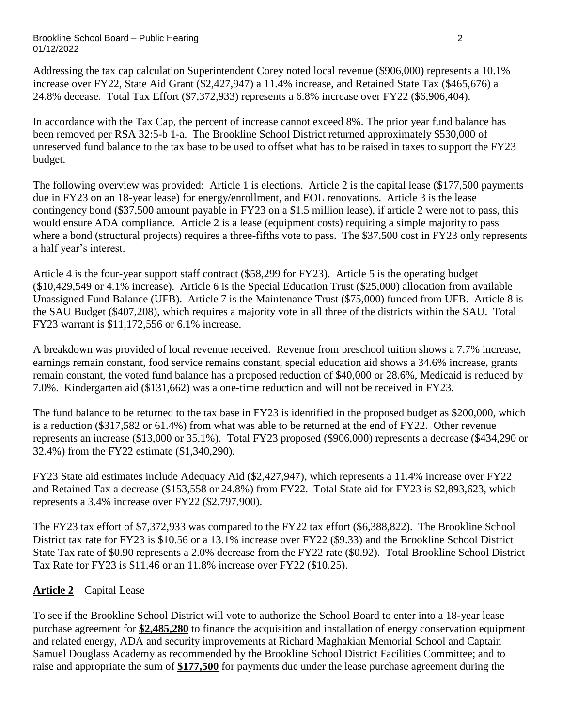Addressing the tax cap calculation Superintendent Corey noted local revenue ($906,000) represents a 10.1% increase over FY22, State Aid Grant ($2,427,947) a 11.4% increase, and Retained State Tax ($465,676) a 24.8% decease. Total Tax Effort ($7,372,933) represents a 6.8% increase over FY22 ($6,906,404).

In accordance with the Tax Cap, the percent of increase cannot exceed 8%. The prior year fund balance has been removed per RSA 32:5-b 1-a. The Brookline School District returned approximately $530,000 of unreserved fund balance to the tax base to be used to offset what has to be raised in taxes to support the FY23 budget.

The following overview was provided: Article 1 is elections. Article 2 is the capital lease ($177,500 payments due in FY23 on an 18-year lease) for energy/enrollment, and EOL renovations. Article 3 is the lease contingency bond ($37,500 amount payable in FY23 on a $1.5 million lease), if article 2 were not to pass, this would ensure ADA compliance. Article 2 is a lease (equipment costs) requiring a simple majority to pass where a bond (structural projects) requires a three-fifths vote to pass. The $37,500 cost in FY23 only represents a half year's interest.

Article 4 is the four-year support staff contract ($58,299 for FY23). Article 5 is the operating budget ($10,429,549 or 4.1% increase). Article 6 is the Special Education Trust ($25,000) allocation from available Unassigned Fund Balance (UFB). Article 7 is the Maintenance Trust ($75,000) funded from UFB. Article 8 is the SAU Budget ($407,208), which requires a majority vote in all three of the districts within the SAU. Total FY23 warrant is $11,172,556 or 6.1% increase.

A breakdown was provided of local revenue received. Revenue from preschool tuition shows a 7.7% increase, earnings remain constant, food service remains constant, special education aid shows a 34.6% increase, grants remain constant, the voted fund balance has a proposed reduction of $40,000 or 28.6%, Medicaid is reduced by 7.0%. Kindergarten aid ($131,662) was a one-time reduction and will not be received in FY23.

The fund balance to be returned to the tax base in FY23 is identified in the proposed budget as $200,000, which is a reduction ($317,582 or 61.4%) from what was able to be returned at the end of FY22. Other revenue represents an increase ($13,000 or 35.1%). Total FY23 proposed ($906,000) represents a decrease ($434,290 or 32.4%) from the FY22 estimate ($1,340,290).

FY23 State aid estimates include Adequacy Aid ($2,427,947), which represents a 11.4% increase over FY22 and Retained Tax a decrease ($153,558 or 24.8%) from FY22. Total State aid for FY23 is $2,893,623, which represents a 3.4% increase over FY22 ($2,797,900).

The FY23 tax effort of $7,372,933 was compared to the FY22 tax effort ($6,388,822). The Brookline School District tax rate for FY23 is $10.56 or a 13.1% increase over FY22 ($9.33) and the Brookline School District State Tax rate of $0.90 represents a 2.0% decrease from the FY22 rate ($0.92). Total Brookline School District Tax Rate for FY23 is $11.46 or an 11.8% increase over FY22 ($10.25).

**Article 2** – Capital Lease

To see if the Brookline School District will vote to authorize the School Board to enter into a 18-year lease purchase agreement for **$2,485,280** to finance the acquisition and installation of energy conservation equipment and related energy, ADA and security improvements at Richard Maghakian Memorial School and Captain Samuel Douglass Academy as recommended by the Brookline School District Facilities Committee; and to raise and appropriate the sum of **$177,500** for payments due under the lease purchase agreement during the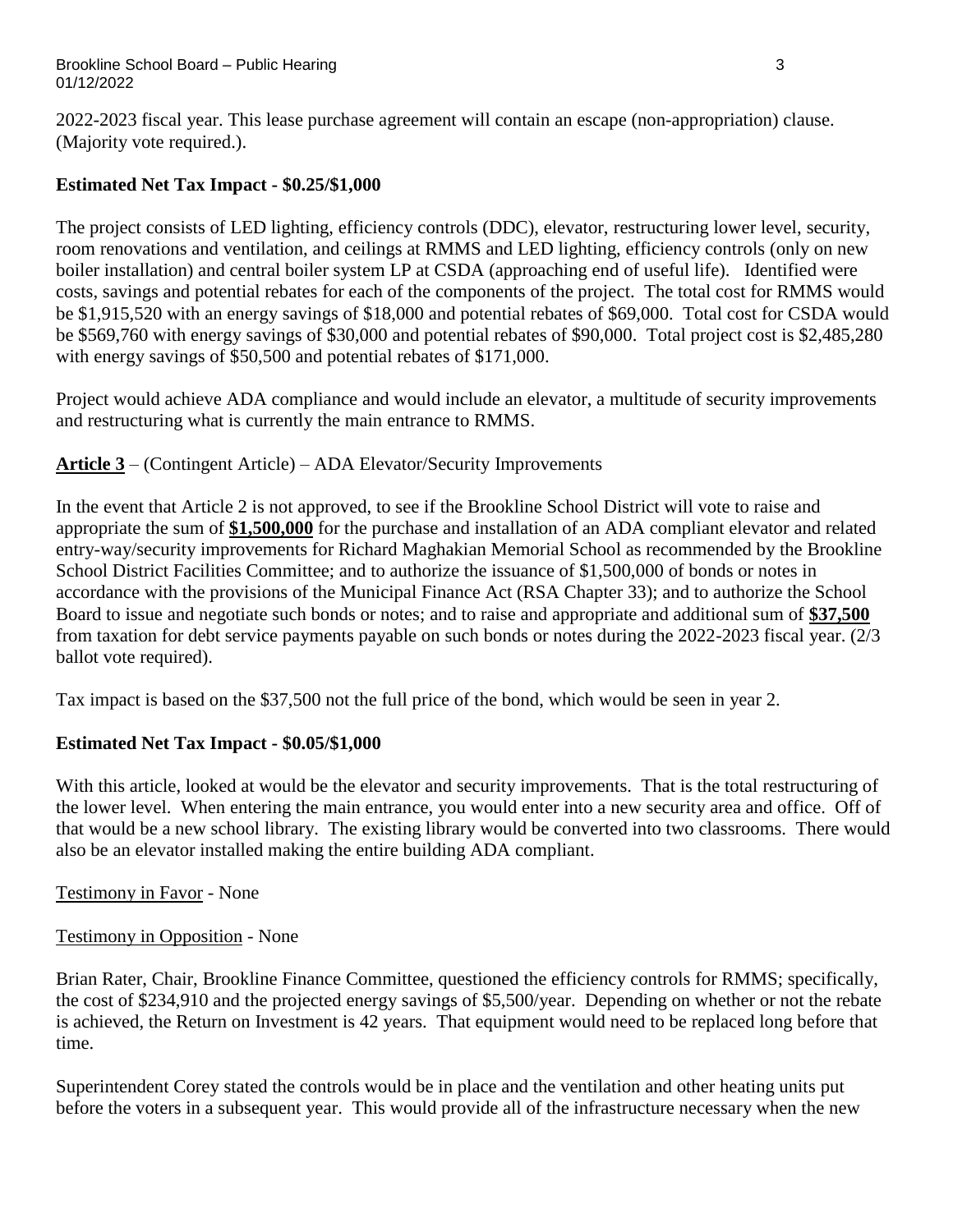2022-2023 fiscal year. This lease purchase agreement will contain an escape (non-appropriation) clause. (Majority vote required.).

**Estimated Net Tax Impact - $0.25/$1,000**

The project consists of LED lighting, efficiency controls (DDC), elevator, restructuring lower level, security, room renovations and ventilation, and ceilings at RMMS and LED lighting, efficiency controls (only on new boiler installation) and central boiler system LP at CSDA (approaching end of useful life). Identified were costs, savings and potential rebates for each of the components of the project. The total cost for RMMS would be $1,915,520 with an energy savings of $18,000 and potential rebates of $69,000. Total cost for CSDA would be $569,760 with energy savings of $30,000 and potential rebates of $90,000. Total project cost is $2,485,280 with energy savings of $50,500 and potential rebates of $171,000.

Project would achieve ADA compliance and would include an elevator, a multitude of security improvements and restructuring what is currently the main entrance to RMMS.

<u>**Article 3**</u> – (Contingent Article) – ADA Elevator/Security Improvements

In the event that Article 2 is not approved, to see if the Brookline School District will vote to raise and appropriate the sum of **<u>$1,500,000</u>** for the purchase and installation of an ADA compliant elevator and related entry-way/security improvements for Richard Maghakian Memorial School as recommended by the Brookline School District Facilities Committee; and to authorize the issuance of $1,500,000 of bonds or notes in accordance with the provisions of the Municipal Finance Act (RSA Chapter 33); and to authorize the School Board to issue and negotiate such bonds or notes; and to raise and appropriate and additional sum of **<u>$37,500</u>** from taxation for debt service payments payable on such bonds or notes during the 2022-2023 fiscal year. (2/3 ballot vote required).

Tax impact is based on the $37,500 not the full price of the bond, which would be seen in year 2.

**Estimated Net Tax Impact - $0.05/$1,000**

With this article, looked at would be the elevator and security improvements. That is the total restructuring of the lower level. When entering the main entrance, you would enter into a new security area and office. Off of that would be a new school library. The existing library would be converted into two classrooms. There would also be an elevator installed making the entire building ADA compliant.

<u>Testimony in Favor</u> - None

<u>Testimony in Opposition</u> - None

Brian Rater, Chair, Brookline Finance Committee, questioned the efficiency controls for RMMS; specifically, the cost of $234,910 and the projected energy savings of $5,500/year. Depending on whether or not the rebate is achieved, the Return on Investment is 42 years. That equipment would need to be replaced long before that time.

Superintendent Corey stated the controls would be in place and the ventilation and other heating units put before the voters in a subsequent year. This would provide all of the infrastructure necessary when the new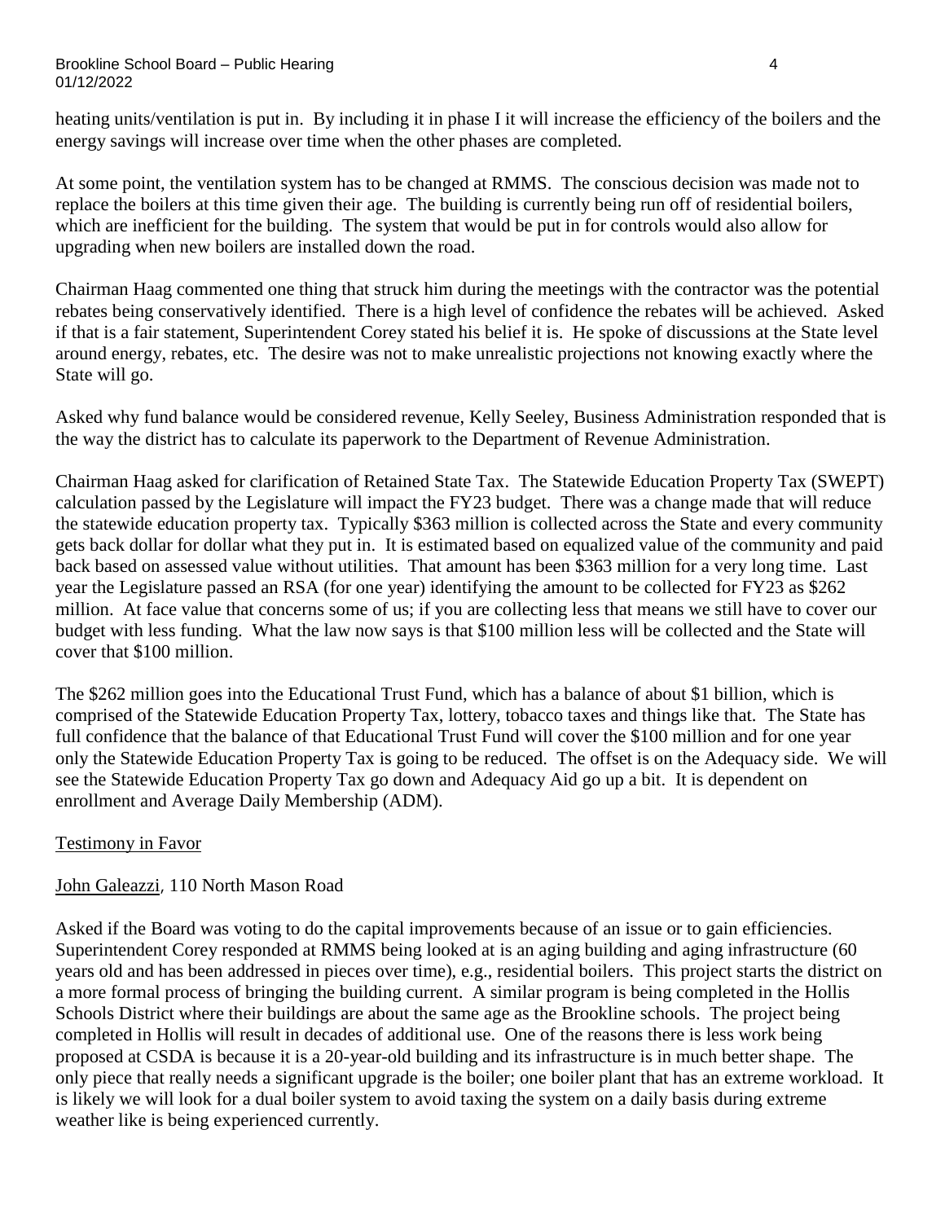heating units/ventilation is put in. By including it in phase I it will increase the efficiency of the boilers and the energy savings will increase over time when the other phases are completed.

At some point, the ventilation system has to be changed at RMMS. The conscious decision was made not to replace the boilers at this time given their age. The building is currently being run off of residential boilers, which are inefficient for the building. The system that would be put in for controls would also allow for upgrading when new boilers are installed down the road.

Chairman Haag commented one thing that struck him during the meetings with the contractor was the potential rebates being conservatively identified. There is a high level of confidence the rebates will be achieved. Asked if that is a fair statement, Superintendent Corey stated his belief it is. He spoke of discussions at the State level around energy, rebates, etc. The desire was not to make unrealistic projections not knowing exactly where the State will go.

Asked why fund balance would be considered revenue, Kelly Seeley, Business Administration responded that is the way the district has to calculate its paperwork to the Department of Revenue Administration.

Chairman Haag asked for clarification of Retained State Tax. The Statewide Education Property Tax (SWEPT) calculation passed by the Legislature will impact the FY23 budget. There was a change made that will reduce the statewide education property tax. Typically $363 million is collected across the State and every community gets back dollar for dollar what they put in. It is estimated based on equalized value of the community and paid back based on assessed value without utilities. That amount has been $363 million for a very long time. Last year the Legislature passed an RSA (for one year) identifying the amount to be collected for FY23 as $262 million. At face value that concerns some of us; if you are collecting less that means we still have to cover our budget with less funding. What the law now says is that $100 million less will be collected and the State will cover that $100 million.

The $262 million goes into the Educational Trust Fund, which has a balance of about $1 billion, which is comprised of the Statewide Education Property Tax, lottery, tobacco taxes and things like that. The State has full confidence that the balance of that Educational Trust Fund will cover the $100 million and for one year only the Statewide Education Property Tax is going to be reduced. The offset is on the Adequacy side. We will see the Statewide Education Property Tax go down and Adequacy Aid go up a bit. It is dependent on enrollment and Average Daily Membership (ADM).

Testimony in Favor

John Galeazzi, 110 North Mason Road

Asked if the Board was voting to do the capital improvements because of an issue or to gain efficiencies. Superintendent Corey responded at RMMS being looked at is an aging building and aging infrastructure (60 years old and has been addressed in pieces over time), e.g., residential boilers. This project starts the district on a more formal process of bringing the building current. A similar program is being completed in the Hollis Schools District where their buildings are about the same age as the Brookline schools. The project being completed in Hollis will result in decades of additional use. One of the reasons there is less work being proposed at CSDA is because it is a 20-year-old building and its infrastructure is in much better shape. The only piece that really needs a significant upgrade is the boiler; one boiler plant that has an extreme workload. It is likely we will look for a dual boiler system to avoid taxing the system on a daily basis during extreme weather like is being experienced currently.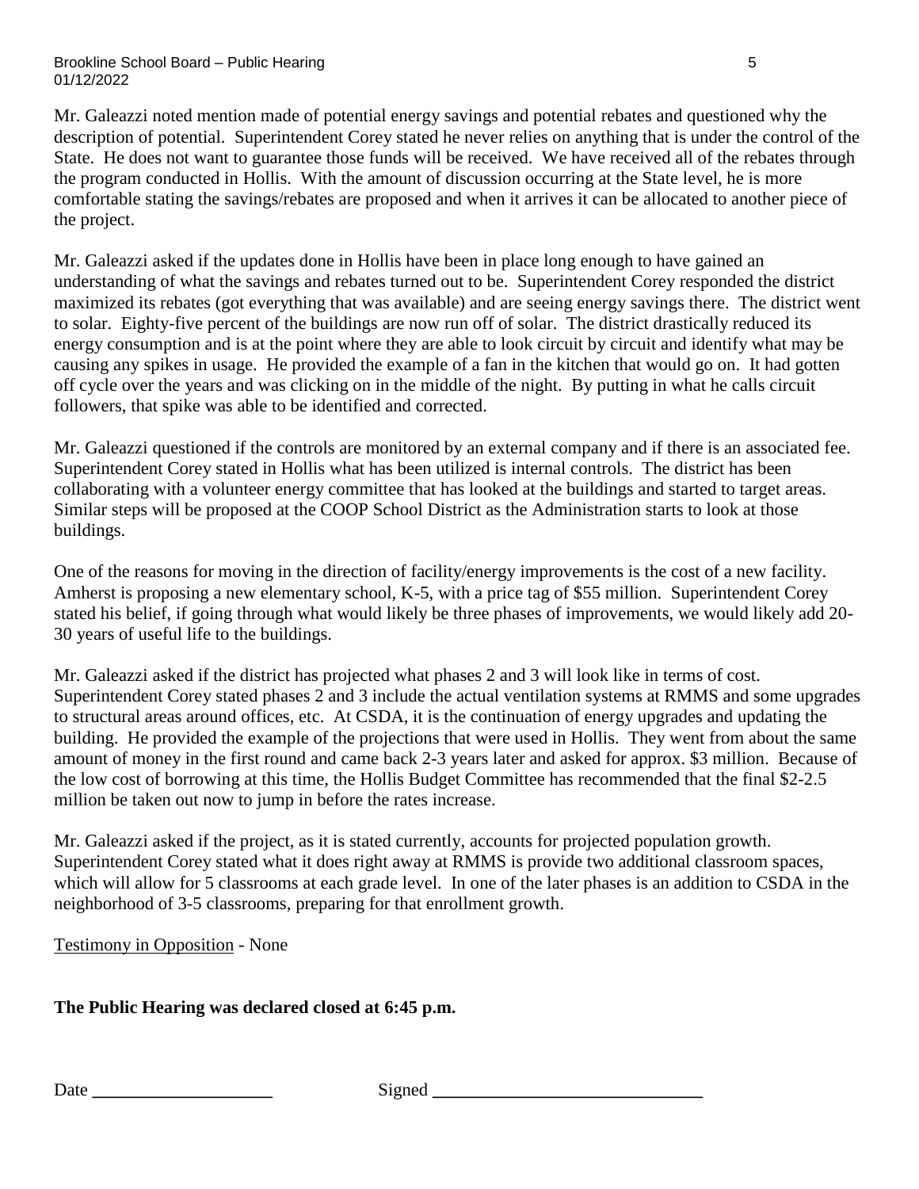Mr. Galeazzi noted mention made of potential energy savings and potential rebates and questioned why the description of potential. Superintendent Corey stated he never relies on anything that is under the control of the State. He does not want to guarantee those funds will be received. We have received all of the rebates through the program conducted in Hollis. With the amount of discussion occurring at the State level, he is more comfortable stating the savings/rebates are proposed and when it arrives it can be allocated to another piece of the project.

Mr. Galeazzi asked if the updates done in Hollis have been in place long enough to have gained an understanding of what the savings and rebates turned out to be. Superintendent Corey responded the district maximized its rebates (got everything that was available) and are seeing energy savings there. The district went to solar. Eighty-five percent of the buildings are now run off of solar. The district drastically reduced its energy consumption and is at the point where they are able to look circuit by circuit and identify what may be causing any spikes in usage. He provided the example of a fan in the kitchen that would go on. It had gotten off cycle over the years and was clicking on in the middle of the night. By putting in what he calls circuit followers, that spike was able to be identified and corrected.

Mr. Galeazzi questioned if the controls are monitored by an external company and if there is an associated fee. Superintendent Corey stated in Hollis what has been utilized is internal controls. The district has been collaborating with a volunteer energy committee that has looked at the buildings and started to target areas. Similar steps will be proposed at the COOP School District as the Administration starts to look at those buildings.

One of the reasons for moving in the direction of facility/energy improvements is the cost of a new facility. Amherst is proposing a new elementary school, K-5, with a price tag of $55 million. Superintendent Corey stated his belief, if going through what would likely be three phases of improvements, we would likely add 20-30 years of useful life to the buildings.

Mr. Galeazzi asked if the district has projected what phases 2 and 3 will look like in terms of cost. Superintendent Corey stated phases 2 and 3 include the actual ventilation systems at RMMS and some upgrades to structural areas around offices, etc. At CSDA, it is the continuation of energy upgrades and updating the building. He provided the example of the projections that were used in Hollis. They went from about the same amount of money in the first round and came back 2-3 years later and asked for approx. $3 million. Because of the low cost of borrowing at this time, the Hollis Budget Committee has recommended that the final $2-2.5 million be taken out now to jump in before the rates increase.

Mr. Galeazzi asked if the project, as it is stated currently, accounts for projected population growth. Superintendent Corey stated what it does right away at RMMS is provide two additional classroom spaces, which will allow for 5 classrooms at each grade level. In one of the later phases is an addition to CSDA in the neighborhood of 3-5 classrooms, preparing for that enrollment growth.

Testimony in Opposition - None

**The Public Hearing was declared closed at 6:45 p.m.**

Date \_\_\_\_\_\_\_\_\_\_\_\_\_\_\_\_\_\_\_\_ Signed \_\_\_\_\_\_\_\_\_\_\_\_\_\_\_\_\_\_\_\_\_\_\_\_\_\_\_\_\_\_